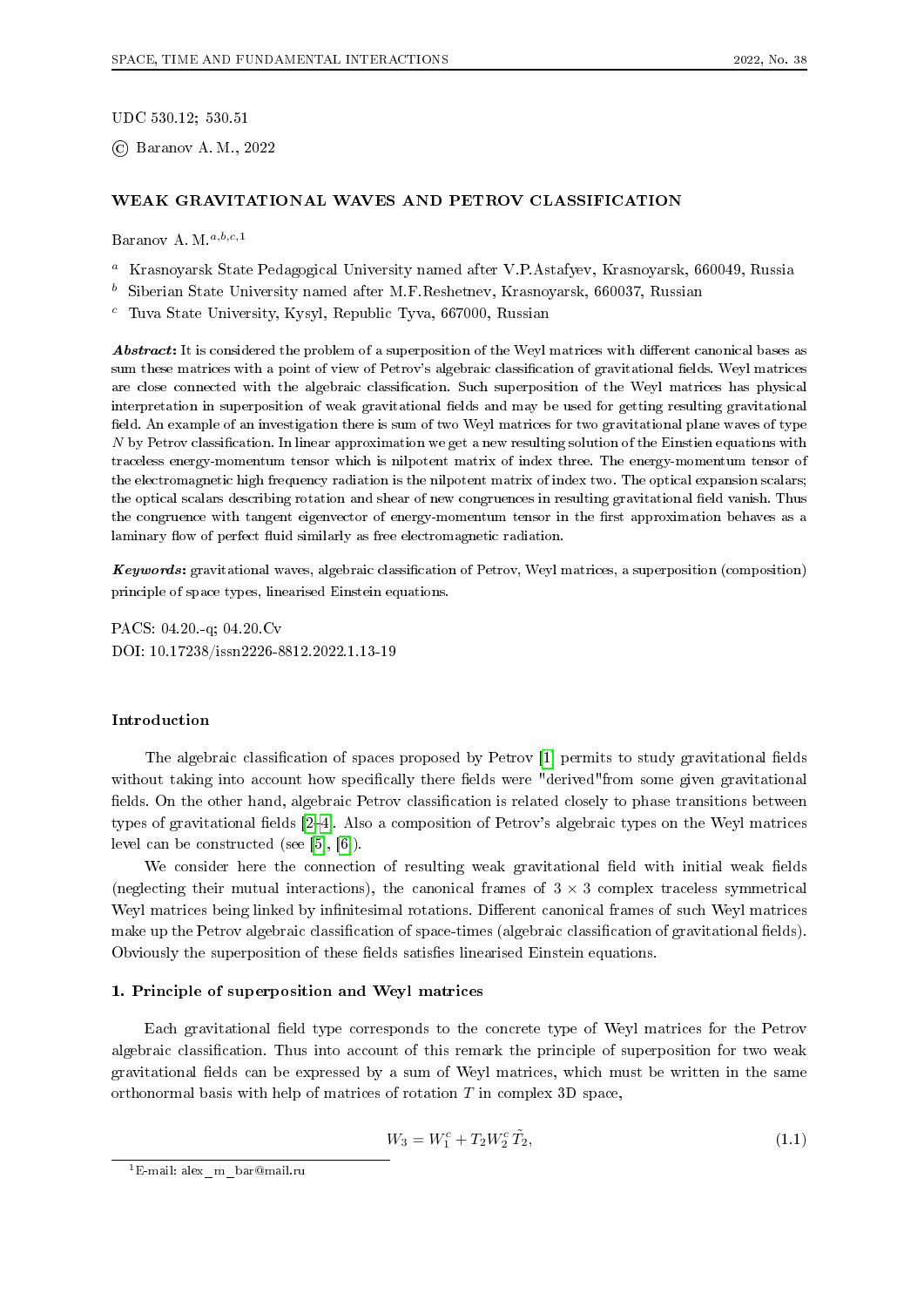UDC 530.12; 530.51

© Baranov A. M., 2022

# WEAK GRAVITATIONAL WAVES AND PETROV CLASSIFICATION

Baranov A. M.[a,b,c,1]

[a] Krasnoyarsk State Pedagogical University named after V.P.Astafyev, Krasnoyarsk, 660049, Russia

[b] Siberian State University named after M.F.Reshetnev, Krasnoyarsk, 660037, Russian

[c] Tuva State University, Kysyl, Republic Tyva, 667000, Russian

***Abstract*:** It is considered the problem of a superposition of the Weyl matrices with different canonical bases as sum these matrices with a point of view of Petrov's algebraic classification of gravitational fields. Weyl matrices are close connected with the algebraic classification. Such superposition of the Weyl matrices has physical interpretation in superposition of weak gravitational fields and may be used for getting resulting gravitational field. An example of an investigation there is sum of two Weyl matrices for two gravitational plane waves of type $N$ by Petrov classification. In linear approximation we get a new resulting solution of the Einstien equations with traceless energy-momentum tensor which is nilpotent matrix of index three. The energy-momentum tensor of the electromagnetic high frequency radiation is the nilpotent matrix of index two. The optical expansion scalars; the optical scalars describing rotation and shear of new congruences in resulting gravitational field vanish. Thus the congruence with tangent eigenvector of energy-momentum tensor in the first approximation behaves as a laminary flow of perfect fluid similarly as free electromagnetic radiation.

***Keywords*:** gravitational waves, algebraic classification of Petrov, Weyl matrices, a superposition (composition) principle of space types, linearised Einstein equations.

PACS: 04.20.-q; 04.20.Cv
DOI: 10.17238/issn2226-8812.2022.1.13-19

## Introduction

The algebraic classification of spaces proposed by Petrov [1] permits to study gravitational fields without taking into account how specifically there fields were "derived"from some given gravitational fields. On the other hand, algebraic Petrov classification is related closely to phase transitions between types of gravitational fields [2–4]. Also a composition of Petrov's algebraic types on the Weyl matrices level can be constructed (see [5], [6]).

We consider here the connection of resulting weak gravitational field with initial weak fields (neglecting their mutual interactions), the canonical frames of $3 \times 3$ complex traceless symmetrical Weyl matrices being linked by infinitesimal rotations. Different canonical frames of such Weyl matrices make up the Petrov algebraic classification of space-times (algebraic classification of gravitational fields). Obviously the superposition of these fields satisfies linearised Einstein equations.

## 1. Principle of superposition and Weyl matrices

Each gravitational field type corresponds to the concrete type of Weyl matrices for the Petrov algebraic classification. Thus into account of this remark the principle of superposition for two weak gravitational fields can be expressed by a sum of Weyl matrices, which must be written in the same orthonormal basis with help of matrices of rotation $T$ in complex 3D space,

$$W_3 = W_1^c + T_2 W_2^c \tilde{T}_2, \tag{1.1}$$

[1] E-mail: alex_m_bar@mail.ru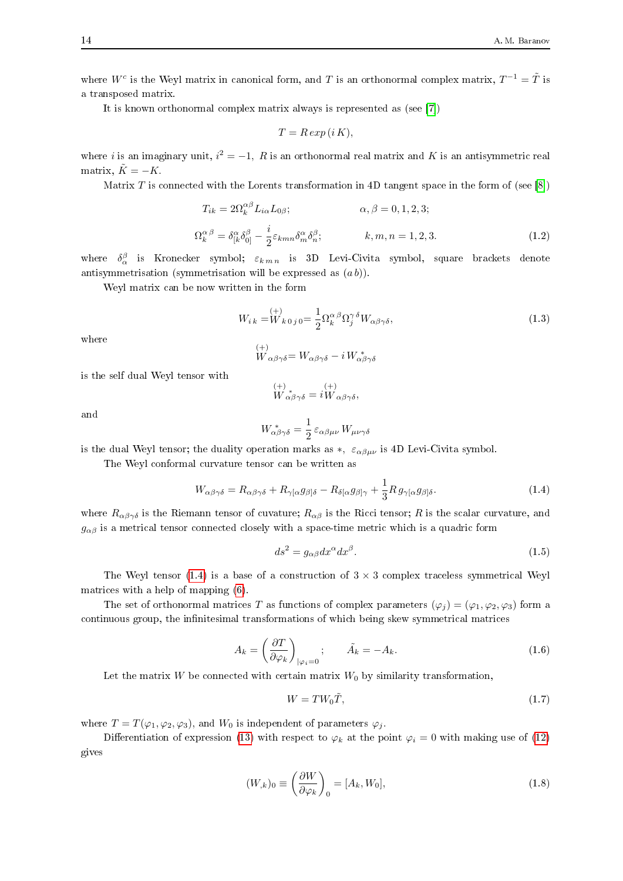where $W^c$ is the Weyl matrix in canonical form, and $T$ is an orthonormal complex matrix, $T^{-1} = \tilde{T}$ is a transposed matrix.

It is known orthonormal complex matrix always is represented as (see [7])

$$T = R\, exp\,(i\,K),$$

where $i$ is an imaginary unit, $i^2 = -1$, $R$ is an orthonormal real matrix and $K$ is an antisymmetric real matrix, $\tilde{K} = -K$.

Matrix $T$ is connected with the Lorents transformation in 4D tangent space in the form of (see [8])

$$T_{ik} = 2\Omega_k^{\alpha\beta} L_{i\alpha} L_{0\beta}; \qquad \alpha, \beta = 0, 1, 2, 3;$$

$$\Omega_k^{\alpha\,\beta} = \delta^\alpha_{[k}\delta^\beta_{0]} - \frac{i}{2}\varepsilon_{kmn}\delta^\alpha_m\delta^\beta_n; \qquad k, m, n = 1, 2, 3. \tag{1.2}$$

where $\delta^\beta_\alpha$ is Kronecker symbol; $\varepsilon_{k\,m\,n}$ is 3D Levi-Civita symbol, square brackets denote antisymmetrisation (symmetrisation will be expressed as $(a\,b)$).

Weyl matrix can be now written in the form

$$W_{i\,k} = \overset{(+)}{W}_{k\,0\,j\,0} = \frac{1}{2}\Omega_k^{\alpha\,\beta}\Omega_j^{\gamma\,\delta} W_{\alpha\beta\gamma\delta}, \tag{1.3}$$

where

$$\overset{(+)}{W}_{\alpha\beta\gamma\delta} = W_{\alpha\beta\gamma\delta} - i\,W^*_{\alpha\beta\gamma\delta}$$

is the self dual Weyl tensor with

$$\overset{(+)}{W}{}^*_{\alpha\beta\gamma\delta} = i\overset{(+)}{W}_{\alpha\beta\gamma\delta},$$

and

$$W^*_{\alpha\beta\gamma\delta} = \frac{1}{2}\,\varepsilon_{\alpha\beta\mu\nu}\,W_{\mu\nu\gamma\delta}$$

is the dual Weyl tensor; the duality operation marks as $*$, $\varepsilon_{\alpha\beta\mu\nu}$ is 4D Levi-Civita symbol.

The Weyl conformal curvature tensor can be written as

$$W_{\alpha\beta\gamma\delta} = R_{\alpha\beta\gamma\delta} + R_{\gamma[\alpha}g_{\beta]\delta} - R_{\delta[\alpha}g_{\beta]\gamma} + \frac{1}{3}R\,g_{\gamma[\alpha}g_{\beta]\delta}. \tag{1.4}$$

where $R_{\alpha\beta\gamma\delta}$ is the Riemann tensor of cuvature; $R_{\alpha\beta}$ is the Ricci tensor; $R$ is the scalar curvature, and $g_{\alpha\beta}$ is a metrical tensor connected closely with a space-time metric which is a quadric form

$$ds^2 = g_{\alpha\beta}dx^\alpha dx^\beta. \tag{1.5}$$

The Weyl tensor (1.4) is a base of a construction of $3 \times 3$ complex traceless symmetrical Weyl matrices with a help of mapping (6).

The set of orthonormal matrices $T$ as functions of complex parameters $(\varphi_j) = (\varphi_1, \varphi_2, \varphi_3)$ form a continuous group, the infinitesimal transformations of which being skew symmetrical matrices

$$A_k = \left(\frac{\partial T}{\partial \varphi_k}\right)_{|\varphi_i=0}; \qquad \tilde{A}_k = -A_k. \tag{1.6}$$

Let the matrix $W$ be connected with certain matrix $W_0$ by similarity transformation,

$$W = TW_0\tilde{T}, \tag{1.7}$$

where $T = T(\varphi_1, \varphi_2, \varphi_3)$, and $W_0$ is independent of parameters $\varphi_j$.

Differentiation of expression (13) with respect to $\varphi_k$ at the point $\varphi_i = 0$ with making use of (12) gives

$$(W_{,k})_0 \equiv \left(\frac{\partial W}{\partial \varphi_k}\right)_0 = [A_k, W_0], \tag{1.8}$$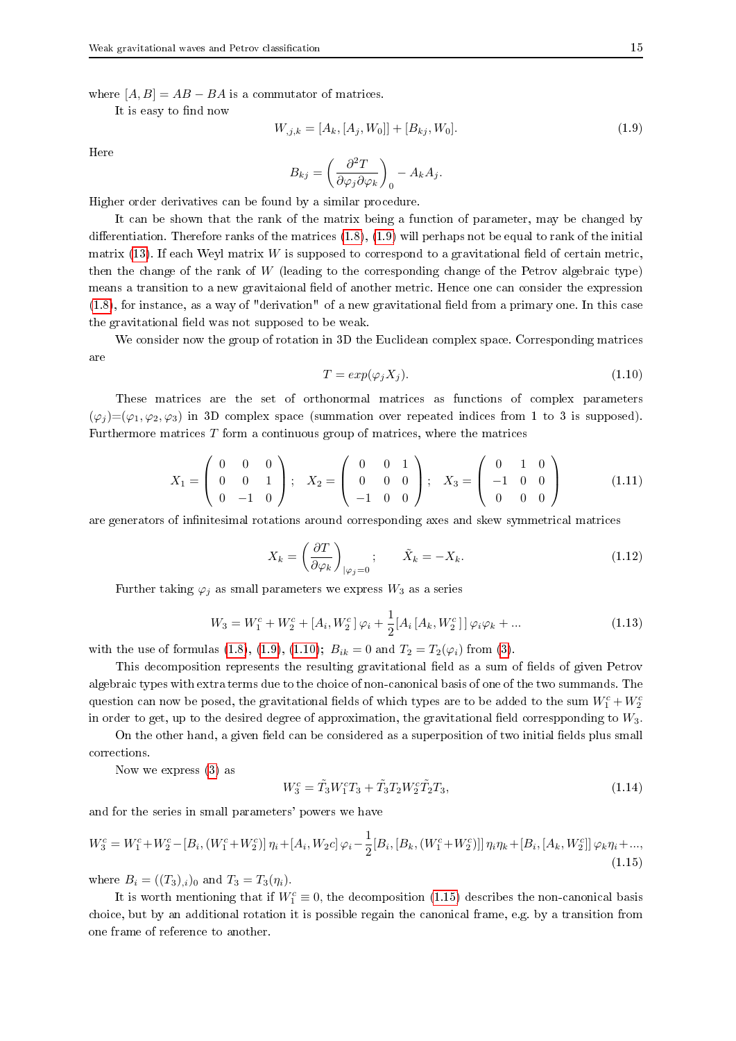where $[A,B]=AB-BA$ is a commutator of matrices.

It is easy to find now

$$W_{,j,k}=[A_k,[A_j,W_0]]+[B_{kj},W_0]. \tag{1.9}$$

Here

$$B_{kj}=\left(\frac{\partial^2 T}{\partial\varphi_j\partial\varphi_k}\right)_0-A_kA_j.$$

Higher order derivatives can be found by a similar procedure.

It can be shown that the rank of the matrix being a function of parameter, may be changed by differentiation. Therefore ranks of the matrices (1.8), (1.9) will perhaps not be equal to rank of the initial matrix (13). If each Weyl matrix $W$ is supposed to correspond to a gravitational field of certain metric, then the change of the rank of $W$ (leading to the corresponding change of the Petrov algebraic type) means a transition to a new gravitaional field of another metric. Hence one can consider the expression (1.8), for instance, as a way of "derivation" of a new gravitational field from a primary one. In this case the gravitational field was not supposed to be weak.

We consider now the group of rotation in 3D the Euclidean complex space. Corresponding matrices are

$$T=exp(\varphi_j X_j). \tag{1.10}$$

These matrices are the set of orthonormal matrices as functions of complex parameters $(\varphi_j)$=$(\varphi_1,\varphi_2,\varphi_3)$ in 3D complex space (summation over repeated indices from 1 to 3 is supposed). Furthermore matrices $T$ form a continuous group of matrices, where the matrices

$$X_1=\begin{pmatrix}0&0&0\\0&0&1\\0&-1&0\end{pmatrix};\quad X_2=\begin{pmatrix}0&0&1\\0&0&0\\-1&0&0\end{pmatrix};\quad X_3=\begin{pmatrix}0&1&0\\-1&0&0\\0&0&0\end{pmatrix} \tag{1.11}$$

are generators of infinitesimal rotations around corresponding axes and skew symmetrical matrices

$$X_k=\left(\frac{\partial T}{\partial\varphi_k}\right)_{|\varphi_j=0};\qquad \tilde{X}_k=-X_k. \tag{1.12}$$

Further taking $\varphi_j$ as small parameters we express $W_3$ as a series

$$W_3=W_1^c+W_2^c+[A_i,W_2^c]\,\varphi_i+\frac{1}{2}[A_i\,[A_k,W_2^c\,]\,]\,\varphi_i\varphi_k+... \tag{1.13}$$

with the use of formulas (1.8), (1.9), (1.10); $B_{ik}=0$ and $T_2=T_2(\varphi_i)$ from (3).

This decomposition represents the resulting gravitational field as a sum of fields of given Petrov algebraic types with extra terms due to the choice of non-canonical basis of one of the two summands. The question can now be posed, the gravitational fields of which types are to be added to the sum $W_1^c+W_2^c$ in order to get, up to the desired degree of approximation, the gravitational field correspponding to $W_3$.

On the other hand, a given field can be considered as a superposition of two initial fields plus small corrections.

Now we express (3) as

$$W_3^c=\tilde{T}_3W_1^cT_3+\tilde{T}_3T_2W_2^c\tilde{T}_2T_3, \tag{1.14}$$

and for the series in small parameters' powers we have

$$W_3^c=W_1^c+W_2^c-[B_i,(W_1^c+W_2^c)]\,\eta_i+[A_i,W_2c]\,\varphi_i-\frac{1}{2}[B_i,[B_k,(W_1^c+W_2^c)]]\,\eta_i\eta_k+[B_i,[A_k,W_2^c]]\,\varphi_k\eta_i+..., \tag{1.15}$$

where $B_i=((T_3)_{,i})_0$ and $T_3=T_3(\eta_i)$.

It is worth mentioning that if $W_1^c\equiv 0$, the decomposition (1.15) describes the non-canonical basis choice, but by an additional rotation it is possible regain the canonical frame, e.g. by a transition from one frame of reference to another.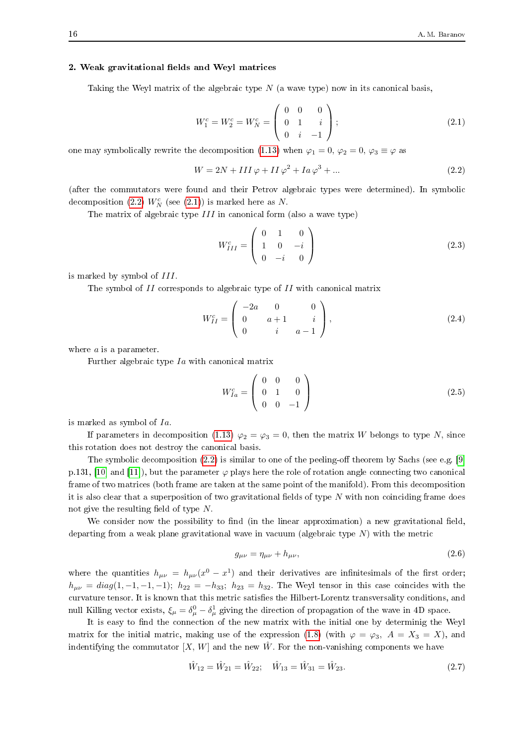## 2. Weak gravitational fields and Weyl matrices

Taking the Weyl matrix of the algebraic type $N$ (a wave type) now in its canonical basis,

$$W_1^c = W_2^c = W_N^c = \begin{pmatrix} 0 & 0 & 0 \\ 0 & 1 & i \\ 0 & i & -1 \end{pmatrix}; \tag{2.1}$$

one may symbolically rewrite the decomposition (1.13) when $\varphi_1 = 0,\ \varphi_2 = 0,\ \varphi_3 \equiv \varphi$ as

$$W = 2N + III\,\varphi + II\,\varphi^2 + Ia\,\varphi^3 + ... \tag{2.2}$$

(after the commutators were found and their Petrov algebraic types were determined). In symbolic decomposition (2.2) $W_N^c$ (see (2.1)) is marked here as $N$.

The matrix of algebraic type $III$ in canonical form (also a wave type)

$$W_{III}^c = \begin{pmatrix} 0 & 1 & 0 \\ 1 & 0 & -i \\ 0 & -i & 0 \end{pmatrix} \tag{2.3}$$

is marked by symbol of $III$.

The symbol of $II$ corresponds to algebraic type of $II$ with canonical matrix

$$W_{II}^c = \begin{pmatrix} -2a & 0 & 0 \\ 0 & a+1 & i \\ 0 & i & a-1 \end{pmatrix}, \tag{2.4}$$

where $a$ is a parameter.

Further algebraic type $Ia$ with canonical matrix

$$W_{Ia}^c = \begin{pmatrix} 0 & 0 & 0 \\ 0 & 1 & 0 \\ 0 & 0 & -1 \end{pmatrix} \tag{2.5}$$

is marked as symbol of $Ia$.

If parameters in decomposition (1.13) $\varphi_2 = \varphi_3 = 0$, then the matrix $W$ belongs to type $N$, since this rotation does not destroy the canonical basis.

The symbolic decomposition (2.2) is similar to one of the peeling-off theorem by Sachs (see e.g. [9] p.131, [10] and [11]), but the parameter $\varphi$ plays here the role of rotation angle connecting two canonical frame of two matrices (both frame are taken at the same point of the manifold). From this decomposition it is also clear that a superposition of two gravitational fields of type $N$ with non coinciding frame does not give the resulting field of type $N$.

We consider now the possibility to find (in the linear approximation) a new gravitational field, departing from a weak plane gravitational wave in vacuum (algebraic type $N$) with the metric

$$g_{\mu\nu} = \eta_{\mu\nu} + h_{\mu\nu}, \tag{2.6}$$

where the quantities $h_{\mu\nu} = h_{\mu\nu}(x^0 - x^1)$ and their derivatives are infinitesimals of the first order; $h_{\mu\nu} = diag(1, -1, -1, -1);\ h_{22} = -h_{33};\ h_{23} = h_{32}$. The Weyl tensor in this case coincides with the curvature tensor. It is known that this metric satisfies the Hilbert-Lorentz transversality conditions, and null Killing vector exists, $\xi_\mu = \delta_\mu^0 - \delta_\mu^1$ giving the direction of propagation of the wave in 4D space.

It is easy to find the connection of the new matrix with the initial one by determinig the Weyl matrix for the initial matric, making use of the expression (1.8) (with $\varphi = \varphi_3,\ A = X_3 = X$), and indentifying the commutator $[X, W]$ and the new $\hat{W}$. For the non-vanishing components we have

$$\hat{W}_{12} = \hat{W}_{21} = \hat{W}_{22}; \quad \hat{W}_{13} = \hat{W}_{31} = \hat{W}_{23}. \tag{2.7}$$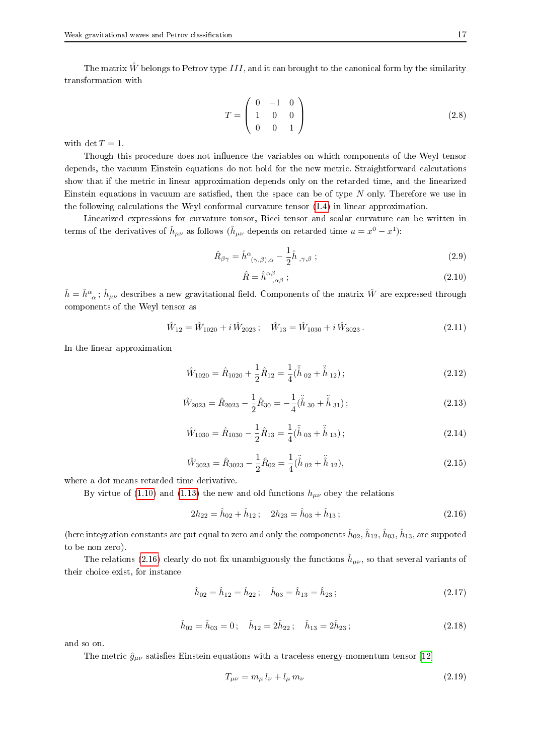The matrix $\hat{W}$ belongs to Petrov type $III$, and it can brought to the canonical form by the similarity transformation with

$$T = \begin{pmatrix} 0 & -1 & 0 \\ 1 & 0 & 0 \\ 0 & 0 & 1 \end{pmatrix} \tag{2.8}$$

with $\det T = 1$.

Though this procedure does not influence the variables on which components of the Weyl tensor depends, the vacuum Einstein equations do not hold for the new metric. Straightforward calcutations show that if the metric in linear approximation depends only on the retarded time, and the linearized Einstein equations in vacuum are satisfied, then the space can be of type $N$ only. Therefore we use in the following calculations the Weyl conformal curvature tensor (1.4) in linear approximation.

Linearized expressions for curvature tensor, Ricci tensor and scalar curvature can be written in terms of the derivatives of $\hat{h}_{\mu\nu}$ as follows ($\hat{h}_{\mu\nu}$ depends on retarded time $u = x^0 - x^1$):

$$\hat{R}_{\beta\gamma} = \hat{h}^{\alpha}{}_{(\gamma,\beta),\alpha} - \frac{1}{2}\hat{h}_{\,,\gamma,\beta}\,; \tag{2.9}$$

$$\hat{R} = \hat{h}^{\alpha\beta}{}_{,\alpha\beta}\,; \tag{2.10}$$

$\hat{h} = \hat{h}^{\alpha}{}_{\alpha}$; $\hat{h}_{\mu\nu}$ describes a new gravitational field. Components of the matrix $\hat{W}$ are expressed through components of the Weyl tensor as

$$\hat{W}_{12} = \hat{W}_{1020} + i\,\hat{W}_{2023}\,; \quad \hat{W}_{13} = \hat{W}_{1030} + i\,\hat{W}_{3023}\,. \tag{2.11}$$

In the linear approximation

$$\hat{W}_{1020} = \hat{R}_{1020} + \frac{1}{2}\hat{R}_{12} = \frac{1}{4}(\ddot{\hat{h}}_{\,02} + \ddot{\hat{h}}_{\,12})\,; \tag{2.12}$$

$$\hat{W}_{2023} = \hat{R}_{2023} - \frac{1}{2}\hat{R}_{30} = -\frac{1}{4}(\ddot{\hat{h}}_{\,30} + \ddot{\hat{h}}_{\,31})\,; \tag{2.13}$$

$$\hat{W}_{1030} = \hat{R}_{1030} - \frac{1}{2}\hat{R}_{13} = \frac{1}{4}(\ddot{\hat{h}}_{\,03} + \ddot{\hat{h}}_{\,13})\,; \tag{2.14}$$

$$\hat{W}_{3023} = \hat{R}_{3023} - \frac{1}{2}\hat{R}_{02} = \frac{1}{4}(\ddot{\hat{h}}_{\,02} + \ddot{\hat{h}}_{\,12}), \tag{2.15}$$

where a dot means retarded time derivative.

By virtue of (1.10) and (1.13) the new and old functions $h_{\mu\nu}$ obey the relations

$$2h_{22} = \hat{h}_{02} + \hat{h}_{12}\,; \quad 2h_{23} = \hat{h}_{03} + \hat{h}_{13}\,; \tag{2.16}$$

(here integration constants are put equal to zero and only the components $\hat{h}_{02}$, $\hat{h}_{12}$, $\hat{h}_{03}$, $\hat{h}_{13}$, are suppoted to be non zero).

The relations (2.16) clearly do not fix unambiguously the functions $\hat{h}_{\mu\nu}$, so that several variants of their choice exist, for instance

$$\hat{h}_{02} = \hat{h}_{12} = \hat{h}_{22}\,; \quad \hat{h}_{03} = \hat{h}_{13} = \hat{h}_{23}\,; \tag{2.17}$$

$$\hat{h}_{02} = \hat{h}_{03} = 0\,; \quad \hat{h}_{12} = 2\hat{h}_{22}\,; \quad \hat{h}_{13} = 2\hat{h}_{23}\,; \tag{2.18}$$

and so on.

The metric $\hat{g}_{\mu\nu}$ satisfies Einstein equations with a traceless energy-momentum tensor [12]

$$T_{\mu\nu} = m_\mu\, l_\nu + l_\mu\, m_\nu \tag{2.19}$$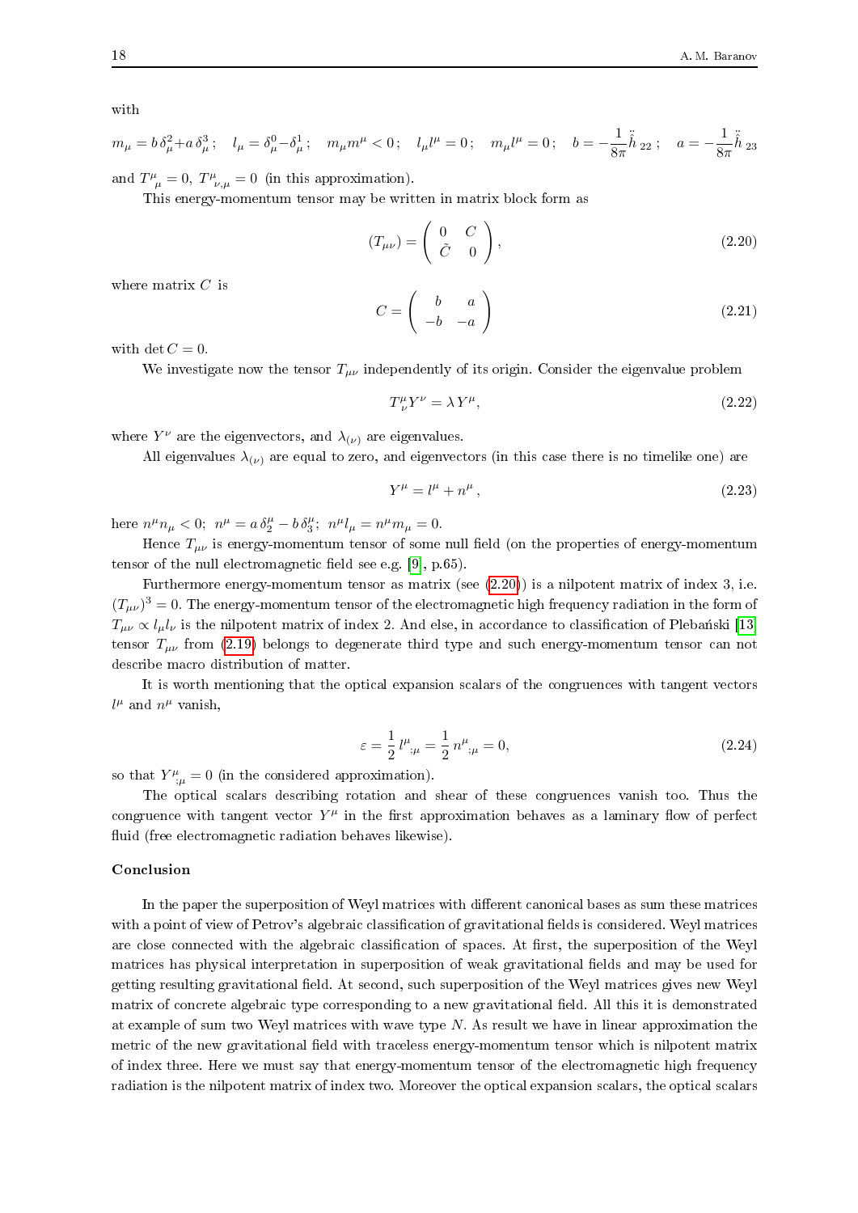with

$$m_\mu = b\,\delta^2_\mu + a\,\delta^3_\mu\,; \quad l_\mu = \delta^0_\mu - \delta^1_\mu\,; \quad m_\mu m^\mu < 0\,; \quad l_\mu l^\mu = 0\,; \quad m_\mu l^\mu = 0\,; \quad b = -\frac{1}{8\pi}\ddot{\tilde{h}}_{\,22}\,; \quad a = -\frac{1}{8\pi}\ddot{\tilde{h}}_{\,23}$$

and $T^\mu{}_\mu = 0$, $T^\mu{}_{\nu,\mu} = 0$ (in this approximation).

This energy-momentum tensor may be written in matrix block form as

$$(T_{\mu\nu}) = \begin{pmatrix} 0 & C \\ \tilde{C} & 0 \end{pmatrix}, \tag{2.20}$$

where matrix $C$ is

$$C = \begin{pmatrix} b & a \\ -b & -a \end{pmatrix} \tag{2.21}$$

with $\det C = 0$.

We investigate now the tensor $T_{\mu\nu}$ independently of its origin. Consider the eigenvalue problem

$$T^\mu_\nu Y^\nu = \lambda\, Y^\mu, \tag{2.22}$$

where $Y^\nu$ are the eigenvectors, and $\lambda_{(\nu)}$ are eigenvalues.

All eigenvalues $\lambda_{(\nu)}$ are equal to zero, and eigenvectors (in this case there is no timelike one) are

$$Y^\mu = l^\mu + n^\mu\,, \tag{2.23}$$

here $n^\mu n_\mu < 0$; $n^\mu = a\,\delta^\mu_2 - b\,\delta^\mu_3$; $n^\mu l_\mu = n^\mu m_\mu = 0$.

Hence $T_{\mu\nu}$ is energy-momentum tensor of some null field (on the properties of energy-momentum tensor of the null electromagnetic field see e.g. [9], p.65).

Furthermore energy-momentum tensor as matrix (see (2.20)) is a nilpotent matrix of index 3, i.e. $(T_{\mu\nu})^3 = 0$. The energy-momentum tensor of the electromagnetic high frequency radiation in the form of $T_{\mu\nu} \propto l_\mu l_\nu$ is the nilpotent matrix of index 2. And else, in accordance to classification of Plebański [13] tensor $T_{\mu\nu}$ from (2.19) belongs to degenerate third type and such energy-momentum tensor can not describe macro distribution of matter.

It is worth mentioning that the optical expansion scalars of the congruences with tangent vectors $l^\mu$ and $n^\mu$ vanish,

$$\varepsilon = \frac{1}{2}\, l^\mu{}_{;\mu} = \frac{1}{2}\, n^\mu{}_{;\mu} = 0, \tag{2.24}$$

so that $Y^\mu{}_{;\mu} = 0$ (in the considered approximation).

The optical scalars describing rotation and shear of these congruences vanish too. Thus the congruence with tangent vector $Y^\mu$ in the first approximation behaves as a laminary flow of perfect fluid (free electromagnetic radiation behaves likewise).

## Conclusion

In the paper the superposition of Weyl matrices with different canonical bases as sum these matrices with a point of view of Petrov's algebraic classification of gravitational fields is considered. Weyl matrices are close connected with the algebraic classification of spaces. At first, the superposition of the Weyl matrices has physical interpretation in superposition of weak gravitational fields and may be used for getting resulting gravitational field. At second, such superposition of the Weyl matrices gives new Weyl matrix of concrete algebraic type corresponding to a new gravitational field. All this it is demonstrated at example of sum two Weyl matrices with wave type $N$. As result we have in linear approximation the metric of the new gravitational field with traceless energy-momentum tensor which is nilpotent matrix of index three. Here we must say that energy-momentum tensor of the electromagnetic high frequency radiation is the nilpotent matrix of index two. Moreover the optical expansion scalars, the optical scalars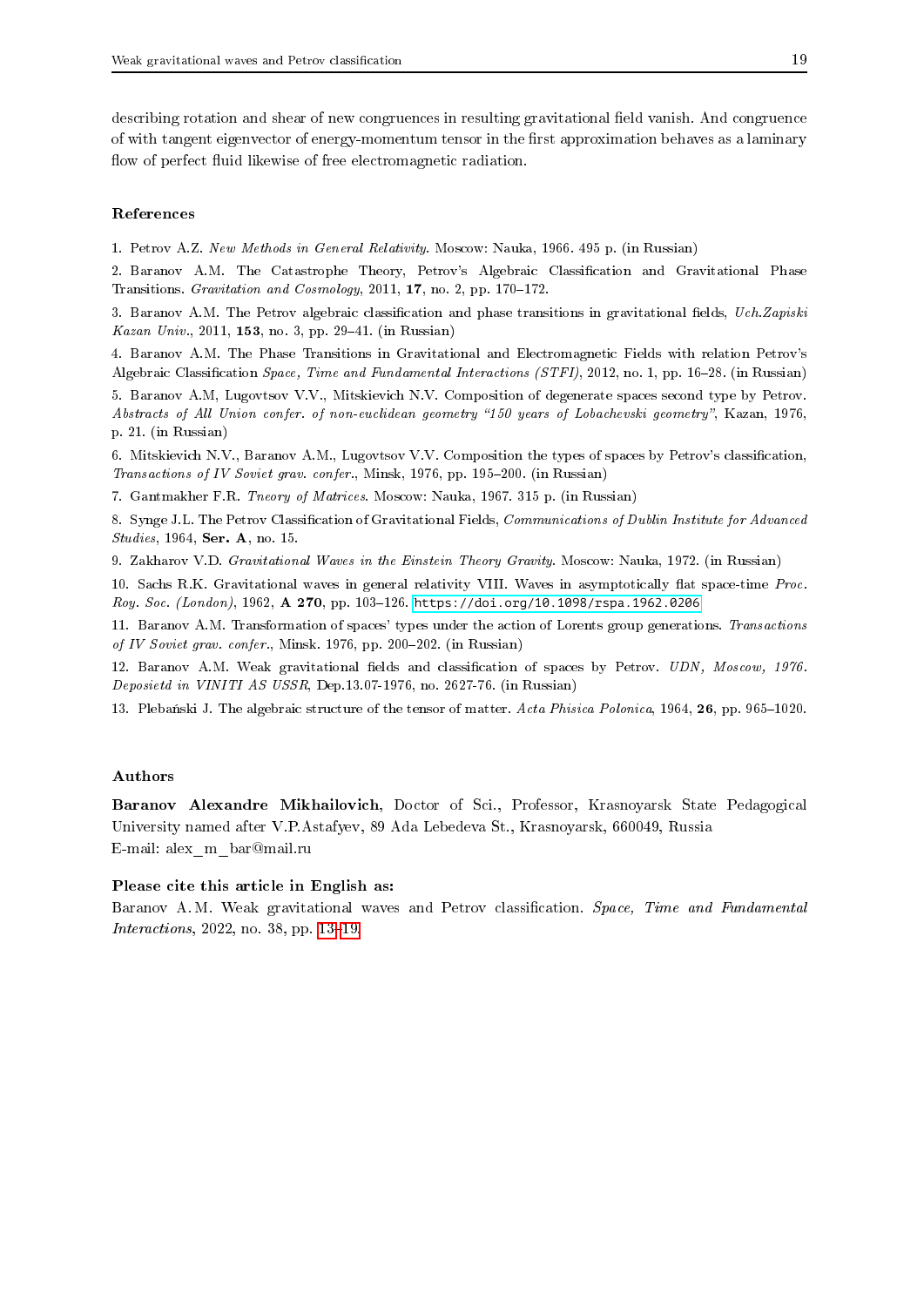describing rotation and shear of new congruences in resulting gravitational field vanish. And congruence of with tangent eigenvector of energy-momentum tensor in the first approximation behaves as a laminary flow of perfect fluid likewise of free electromagnetic radiation.

## References

1. Petrov A.Z. *New Methods in General Relativity*. Moscow: Nauka, 1966. 495 p. (in Russian)

2. Baranov A.M. The Catastrophe Theory, Petrov's Algebraic Classification and Gravitational Phase Transitions. *Gravitation and Cosmology*, 2011, **17**, no. 2, pp. 170–172.

3. Baranov A.M. The Petrov algebraic classification and phase transitions in gravitational fields, *Uch.Zapiski Kazan Univ.*, 2011, **153**, no. 3, pp. 29–41. (in Russian)

4. Baranov A.M. The Phase Transitions in Gravitational and Electromagnetic Fields with relation Petrov's Algebraic Classification *Space, Time and Fundamental Interactions (STFI)*, 2012, no. 1, pp. 16–28. (in Russian)

5. Baranov A.M, Lugovtsov V.V., Mitskievich N.V. Composition of degenerate spaces second type by Petrov. *Abstracts of All Union confer. of non-euclidean geometry "150 years of Lobachevski geometry"*, Kazan, 1976, p. 21. (in Russian)

6. Mitskievich N.V., Baranov A.M., Lugovtsov V.V. Composition the types of spaces by Petrov's classification, *Transactions of IV Soviet grav. confer.*, Minsk, 1976, pp. 195–200. (in Russian)

7. Gantmakher F.R. *Tneory of Matrices*. Moscow: Nauka, 1967. 315 p. (in Russian)

8. Synge J.L. The Petrov Classification of Gravitational Fields, *Communications of Dublin Institute for Advanced Studies*, 1964, **Ser. A**, no. 15.

9. Zakharov V.D. *Gravitational Waves in the Einstein Theory Gravity*. Moscow: Nauka, 1972. (in Russian)

10. Sachs R.K. Gravitational waves in general relativity VIII. Waves in asymptotically flat space-time *Proc. Roy. Soc. (London)*, 1962, **A 270**, pp. 103–126. https://doi.org/10.1098/rspa.1962.0206

11. Baranov A.M. Transformation of spaces' types under the action of Lorents group generations. *Transactions of IV Soviet grav. confer.*, Minsk. 1976, pp. 200–202. (in Russian)

12. Baranov A.M. Weak gravitational fields and classification of spaces by Petrov. *UDN, Moscow, 1976. Deposietd in VINITI AS USSR*, Dep.13.07-1976, no. 2627-76. (in Russian)

13. Plebański J. The algebraic structure of the tensor of matter. *Acta Phisica Polonica*, 1964, **26**, pp. 965–1020.

## Authors

**Baranov Alexandre Mikhailovich**, Doctor of Sci., Professor, Krasnoyarsk State Pedagogical University named after V.P.Astafyev, 89 Ada Lebedeva St., Krasnoyarsk, 660049, Russia
E-mail: alex_m_bar@mail.ru

### Please cite this article in English as:

Baranov A. M. Weak gravitational waves and Petrov classification. *Space, Time and Fundamental Interactions*, 2022, no. 38, pp. 13–19.